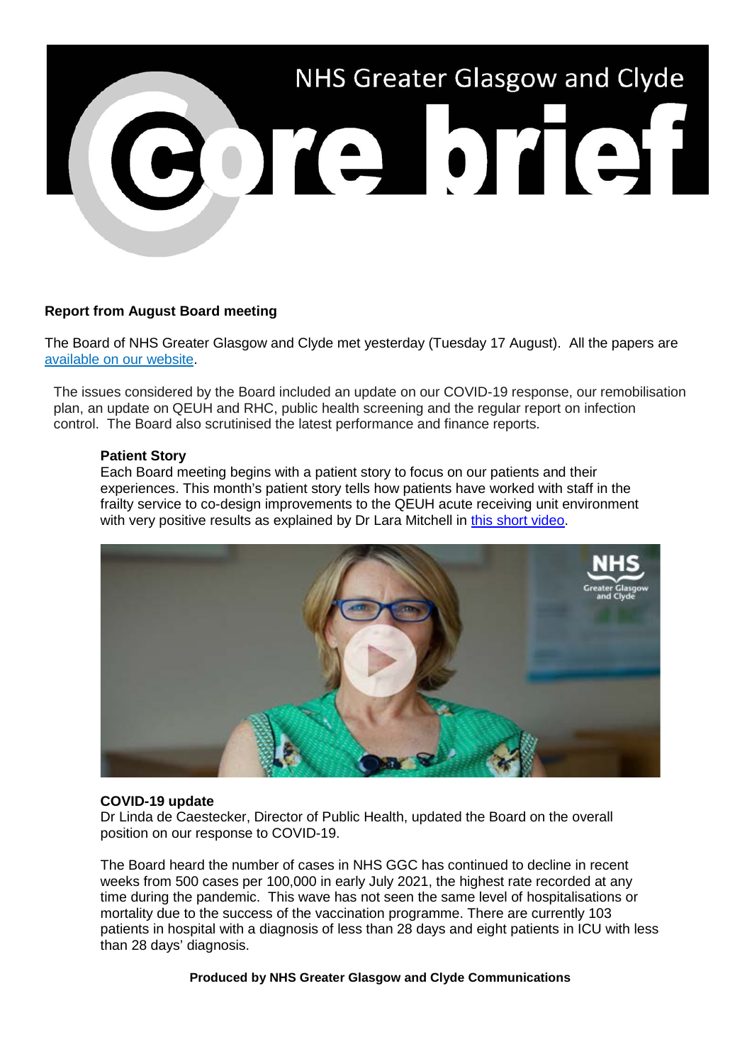NHS Greater Glasgow and Clyde

# Core brief

**Report from August Board meeting**

The Board of NHS Greater Glasgow and Clyde met yesterday (Tuesday 17 August). All the papers are available on our website.

The issues considered by the Board included an update on our COVID-19 response, our remobilisation plan, an update on QEUH and RHC, public health screening and the regular report on infection control. The Board also scrutinised the latest performance and finance reports.

**Patient Story**

Each Board meeting begins with a patient story to focus on our patients and their experiences. This month's patient story tells how patients have worked with staff in the frailty service to co-design improvements to the QEUH acute receiving unit environment with very positive results as explained by Dr Lara Mitchell in this short video.

**COVID-19 update**

Dr Linda de Caestecker, Director of Public Health, updated the Board on the overall position on our response to COVID-19.

The Board heard the number of cases in NHS GGC has continued to decline in recent weeks from 500 cases per 100,000 in early July 2021, the highest rate recorded at any time during the pandemic. This wave has not seen the same level of hospitalisations or mortality due to the success of the vaccination programme. There are currently 103 patients in hospital with a diagnosis of less than 28 days and eight patients in ICU with less than 28 days' diagnosis.

**Produced by NHS Greater Glasgow and Clyde Communications**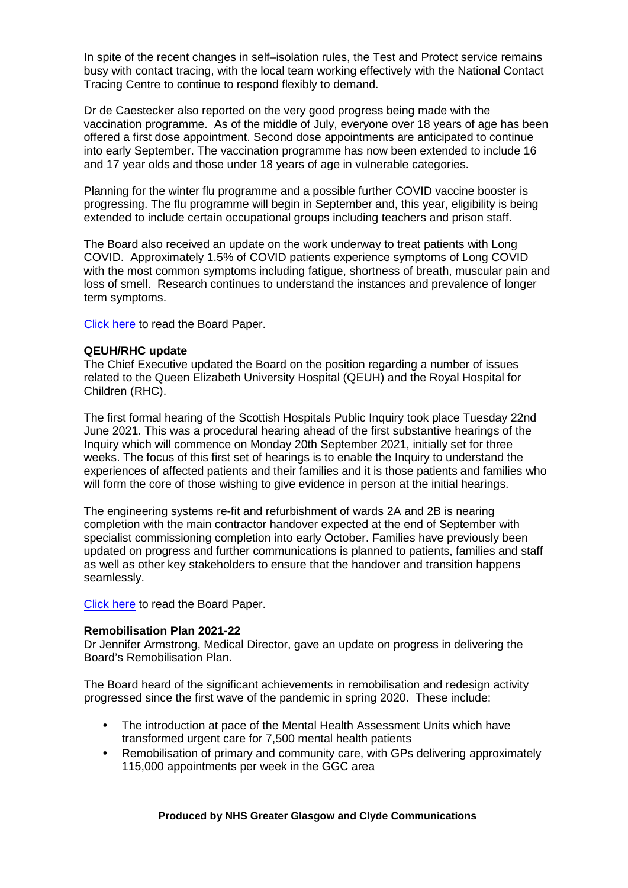In spite of the recent changes in self–isolation rules, the Test and Protect service remains busy with contact tracing, with the local team working effectively with the National Contact Tracing Centre to continue to respond flexibly to demand.

Dr de Caestecker also reported on the very good progress being made with the vaccination programme. As of the middle of July, everyone over 18 years of age has been offered a first dose appointment. Second dose appointments are anticipated to continue into early September. The vaccination programme has now been extended to include 16 and 17 year olds and those under 18 years of age in vulnerable categories.

Planning for the winter flu programme and a possible further COVID vaccine booster is progressing. The flu programme will begin in September and, this year, eligibility is being extended to include certain occupational groups including teachers and prison staff.

The Board also received an update on the work underway to treat patients with Long COVID. Approximately 1.5% of COVID patients experience symptoms of Long COVID with the most common symptoms including fatigue, shortness of breath, muscular pain and loss of smell. Research continues to understand the instances and prevalence of longer term symptoms.

Click here to read the Board Paper.

**QEUH/RHC update**

The Chief Executive updated the Board on the position regarding a number of issues related to the Queen Elizabeth University Hospital (QEUH) and the Royal Hospital for Children (RHC).

The first formal hearing of the Scottish Hospitals Public Inquiry took place Tuesday 22nd June 2021. This was a procedural hearing ahead of the first substantive hearings of the Inquiry which will commence on Monday 20th September 2021, initially set for three weeks. The focus of this first set of hearings is to enable the Inquiry to understand the experiences of affected patients and their families and it is those patients and families who will form the core of those wishing to give evidence in person at the initial hearings.

The engineering systems re-fit and refurbishment of wards 2A and 2B is nearing completion with the main contractor handover expected at the end of September with specialist commissioning completion into early October. Families have previously been updated on progress and further communications is planned to patients, families and staff as well as other key stakeholders to ensure that the handover and transition happens seamlessly.

Click here to read the Board Paper.

**Remobilisation Plan 2021-22**

Dr Jennifer Armstrong, Medical Director, gave an update on progress in delivering the Board's Remobilisation Plan.

The Board heard of the significant achievements in remobilisation and redesign activity progressed since the first wave of the pandemic in spring 2020. These include:

- The introduction at pace of the Mental Health Assessment Units which have transformed urgent care for 7,500 mental health patients
- Remobilisation of primary and community care, with GPs delivering approximately 115,000 appointments per week in the GGC area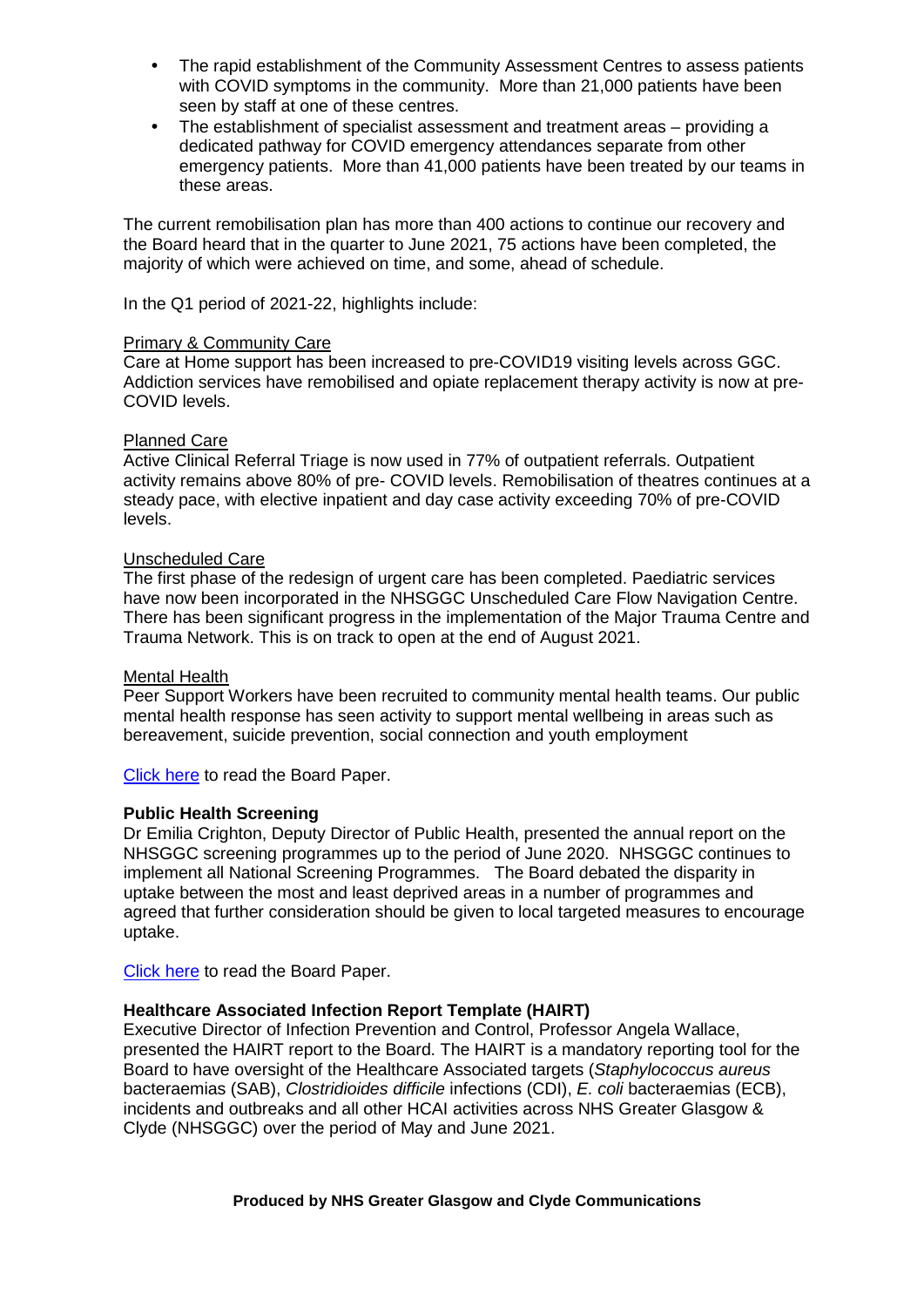- The rapid establishment of the Community Assessment Centres to assess patients with COVID symptoms in the community. More than 21,000 patients have been seen by staff at one of these centres.
- The establishment of specialist assessment and treatment areas – providing a dedicated pathway for COVID emergency attendances separate from other emergency patients. More than 41,000 patients have been treated by our teams in these areas.

The current remobilisation plan has more than 400 actions to continue our recovery and the Board heard that in the quarter to June 2021, 75 actions have been completed, the majority of which were achieved on time, and some, ahead of schedule.

In the Q1 period of 2021-22, highlights include:

Primary & Community Care

Care at Home support has been increased to pre-COVID19 visiting levels across GGC. Addiction services have remobilised and opiate replacement therapy activity is now at pre-COVID levels.

Planned Care

Active Clinical Referral Triage is now used in 77% of outpatient referrals. Outpatient activity remains above 80% of pre- COVID levels. Remobilisation of theatres continues at a steady pace, with elective inpatient and day case activity exceeding 70% of pre-COVID levels.

Unscheduled Care

The first phase of the redesign of urgent care has been completed. Paediatric services have now been incorporated in the NHSGGC Unscheduled Care Flow Navigation Centre. There has been significant progress in the implementation of the Major Trauma Centre and Trauma Network. This is on track to open at the end of August 2021.

Mental Health

Peer Support Workers have been recruited to community mental health teams. Our public mental health response has seen activity to support mental wellbeing in areas such as bereavement, suicide prevention, social connection and youth employment

Click here to read the Board Paper.

**Public Health Screening**

Dr Emilia Crighton, Deputy Director of Public Health, presented the annual report on the NHSGGC screening programmes up to the period of June 2020. NHSGGC continues to implement all National Screening Programmes. The Board debated the disparity in uptake between the most and least deprived areas in a number of programmes and agreed that further consideration should be given to local targeted measures to encourage uptake.

Click here to read the Board Paper.

**Healthcare Associated Infection Report Template (HAIRT)**

Executive Director of Infection Prevention and Control, Professor Angela Wallace, presented the HAIRT report to the Board. The HAIRT is a mandatory reporting tool for the Board to have oversight of the Healthcare Associated targets (*Staphylococcus aureus* bacteraemias (SAB), *Clostridioides difficile* infections (CDI), *E. coli* bacteraemias (ECB), incidents and outbreaks and all other HCAI activities across NHS Greater Glasgow & Clyde (NHSGGC) over the period of May and June 2021.

**Produced by NHS Greater Glasgow and Clyde Communications**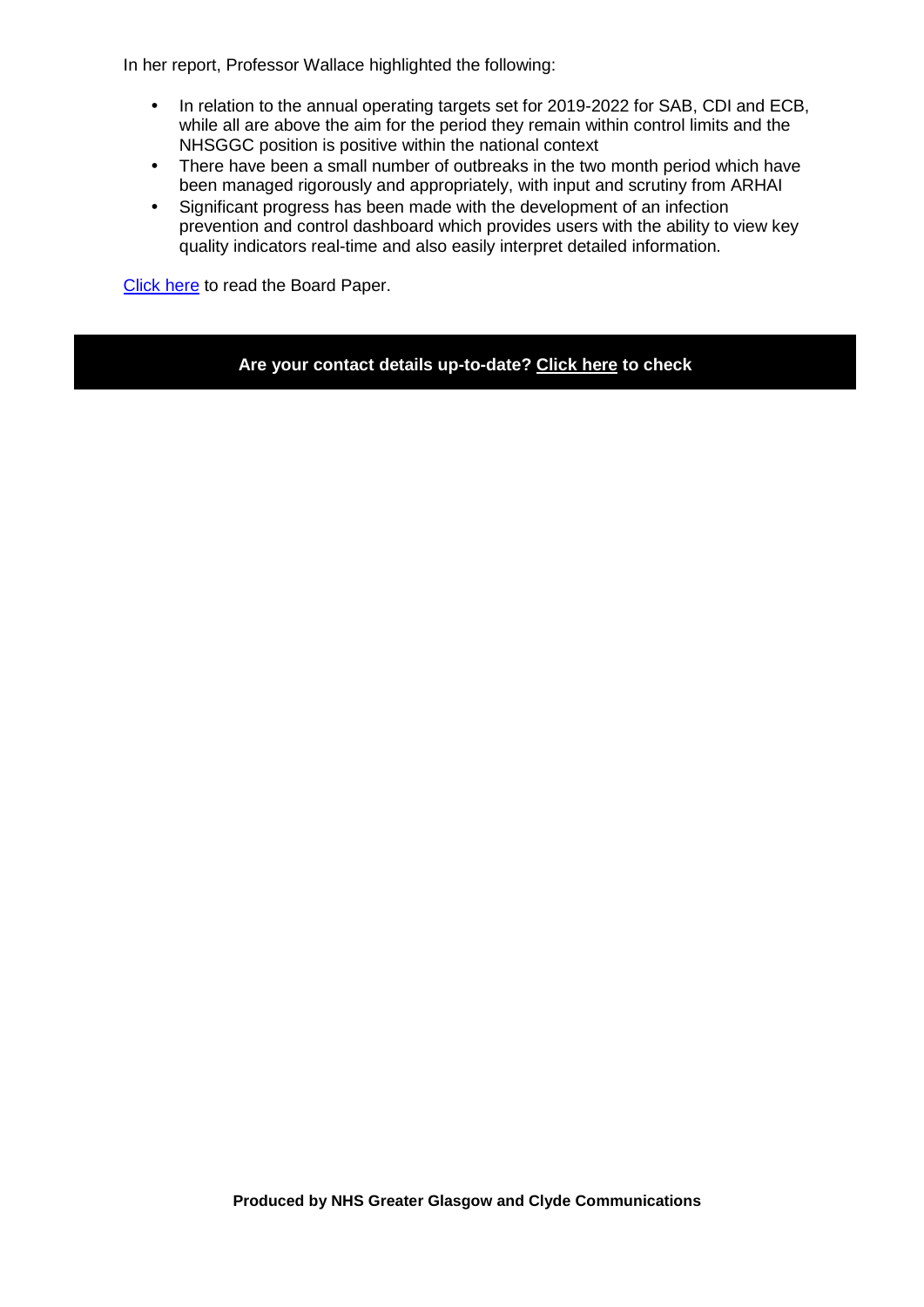In her report, Professor Wallace highlighted the following:

- In relation to the annual operating targets set for 2019-2022 for SAB, CDI and ECB, while all are above the aim for the period they remain within control limits and the NHSGGC position is positive within the national context
- There have been a small number of outbreaks in the two month period which have been managed rigorously and appropriately, with input and scrutiny from ARHAI
- Significant progress has been made with the development of an infection prevention and control dashboard which provides users with the ability to view key quality indicators real-time and also easily interpret detailed information.

Click here to read the Board Paper.

**Are your contact details up-to-date? Click here to check**

**Produced by NHS Greater Glasgow and Clyde Communications**